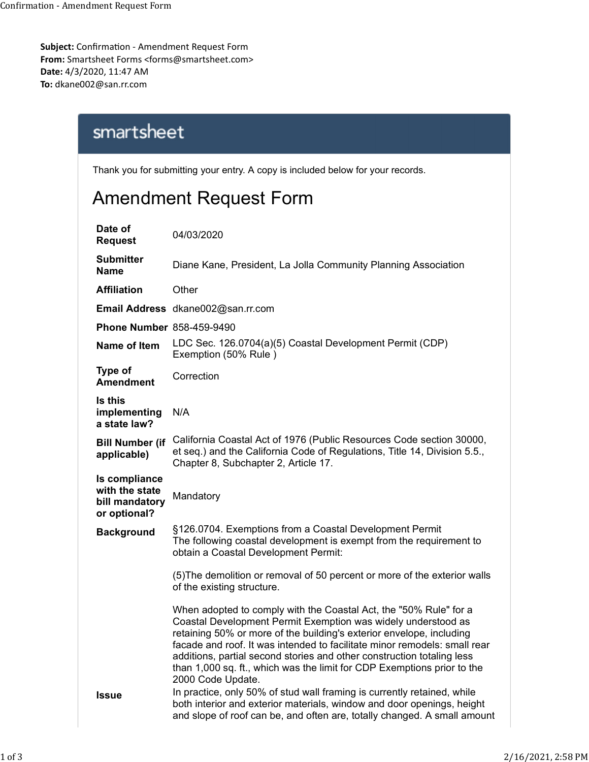**Subject:** Confirmation - Amendment Request Form
**From:** Smartsheet Forms <forms@smartsheet.com>
**Date:** 4/3/2020, 11:47 AM
**To:** dkane002@san.rr.com

smartsheet

Thank you for submitting your entry. A copy is included below for your records.

# Amendment Request Form

| | |
|---|---|
| **Date of Request** | 04/03/2020 |
| **Submitter Name** | Diane Kane, President, La Jolla Community Planning Association |
| **Affiliation** | Other |
| **Email Address** | dkane002@san.rr.com |
| **Phone Number** | 858-459-9490 |
| **Name of Item** | LDC Sec. 126.0704(a)(5) Coastal Development Permit (CDP) Exemption (50% Rule ) |
| **Type of Amendment** | Correction |
| **Is this implementing a state law?** | N/A |
| **Bill Number (if applicable)** | California Coastal Act of 1976 (Public Resources Code section 30000, et seq.) and the California Code of Regulations, Title 14, Division 5.5., Chapter 8, Subchapter 2, Article 17. |
| **Is compliance with the state bill mandatory or optional?** | Mandatory |
| **Background** | §126.0704. Exemptions from a Coastal Development Permit<br>The following coastal development is exempt from the requirement to obtain a Coastal Development Permit:<br><br>(5)The demolition or removal of 50 percent or more of the exterior walls of the existing structure.<br><br>When adopted to comply with the Coastal Act, the "50% Rule" for a Coastal Development Permit Exemption was widely understood as retaining 50% or more of the building's exterior envelope, including facade and roof. It was intended to facilitate minor remodels: small rear additions, partial second stories and other construction totaling less than 1,000 sq. ft., which was the limit for CDP Exemptions prior to the 2000 Code Update. |
| **Issue** | In practice, only 50% of stud wall framing is currently retained, while both interior and exterior materials, window and door openings, height and slope of roof can be, and often are, totally changed. A small amount |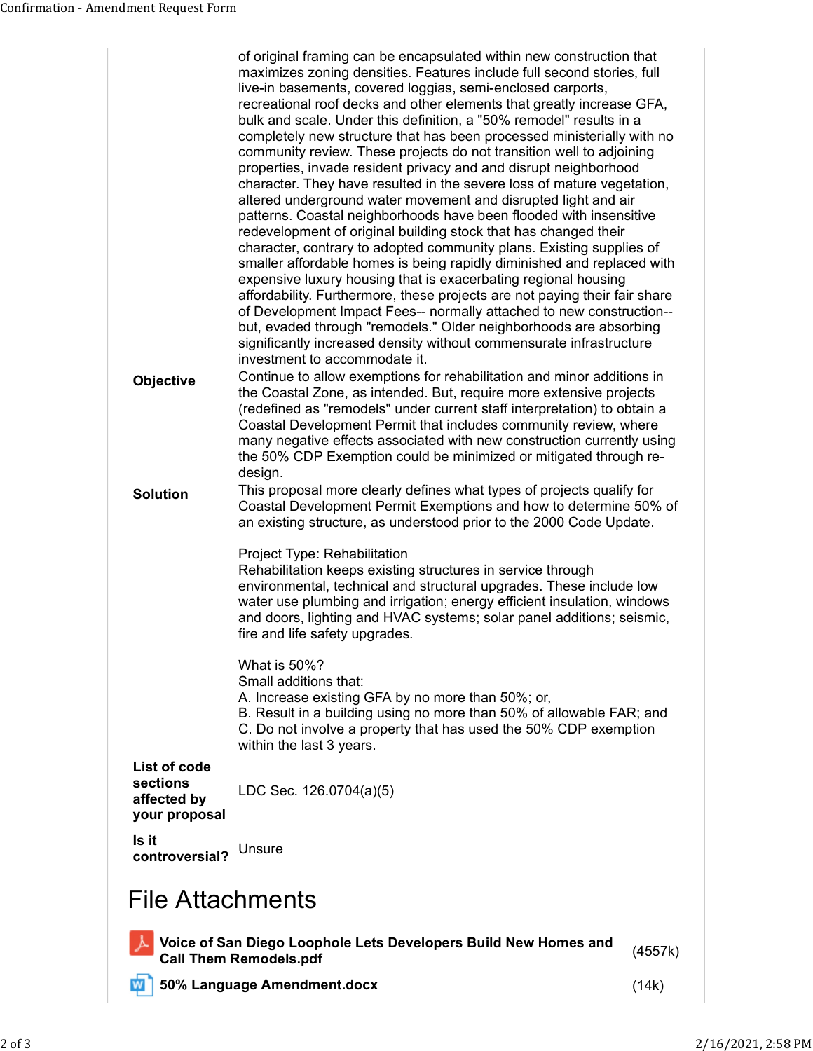of original framing can be encapsulated within new construction that maximizes zoning densities. Features include full second stories, full live-in basements, covered loggias, semi-enclosed carports, recreational roof decks and other elements that greatly increase GFA, bulk and scale. Under this definition, a "50% remodel" results in a completely new structure that has been processed ministerially with no community review. These projects do not transition well to adjoining properties, invade resident privacy and and disrupt neighborhood character. They have resulted in the severe loss of mature vegetation, altered underground water movement and disrupted light and air patterns. Coastal neighborhoods have been flooded with insensitive redevelopment of original building stock that has changed their character, contrary to adopted community plans. Existing supplies of smaller affordable homes is being rapidly diminished and replaced with expensive luxury housing that is exacerbating regional housing affordability. Furthermore, these projects are not paying their fair share of Development Impact Fees-- normally attached to new construction-- but, evaded through "remodels." Older neighborhoods are absorbing significantly increased density without commensurate infrastructure investment to accommodate it.

**Objective**

Continue to allow exemptions for rehabilitation and minor additions in the Coastal Zone, as intended. But, require more extensive projects (redefined as "remodels" under current staff interpretation) to obtain a Coastal Development Permit that includes community review, where many negative effects associated with new construction currently using the 50% CDP Exemption could be minimized or mitigated through re-design.

**Solution**

This proposal more clearly defines what types of projects qualify for Coastal Development Permit Exemptions and how to determine 50% of an existing structure, as understood prior to the 2000 Code Update.

Project Type: Rehabilitation
Rehabilitation keeps existing structures in service through environmental, technical and structural upgrades. These include low water use plumbing and irrigation; energy efficient insulation, windows and doors, lighting and HVAC systems; solar panel additions; seismic, fire and life safety upgrades.

What is 50%?
Small additions that:
A. Increase existing GFA by no more than 50%; or,
B. Result in a building using no more than 50% of allowable FAR; and
C. Do not involve a property that has used the 50% CDP exemption within the last 3 years.

**List of code sections affected by your proposal**

LDC Sec. 126.0704(a)(5)

**Is it controversial?**

Unsure

# File Attachments

| | |
|---|---|
| **Voice of San Diego Loophole Lets Developers Build New Homes and Call Them Remodels.pdf** | (4557k) |
| **50% Language Amendment.docx** | (14k) |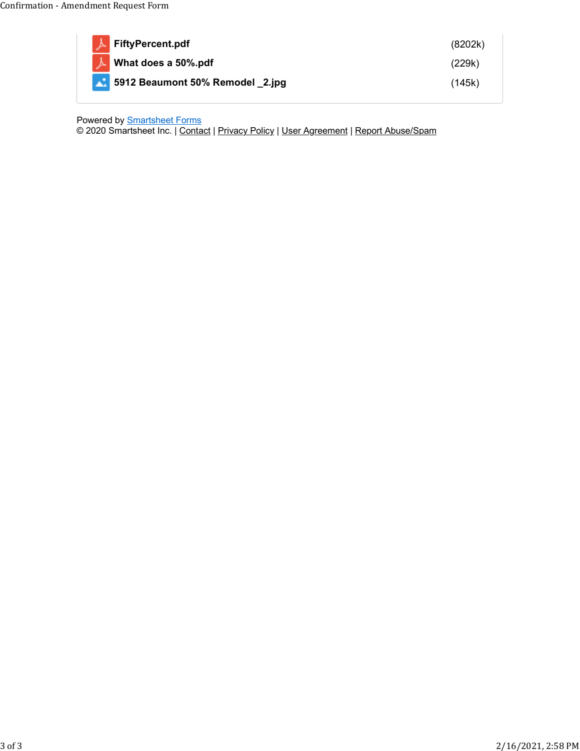| | |
|---|---|
| **FiftyPercent.pdf** | (8202k) |
| **What does a 50%.pdf** | (229k) |
| **5912 Beaumont 50% Remodel _2.jpg** | (145k) |

Powered by Smartsheet Forms
© 2020 Smartsheet Inc. | Contact | Privacy Policy | User Agreement | Report Abuse/Spam